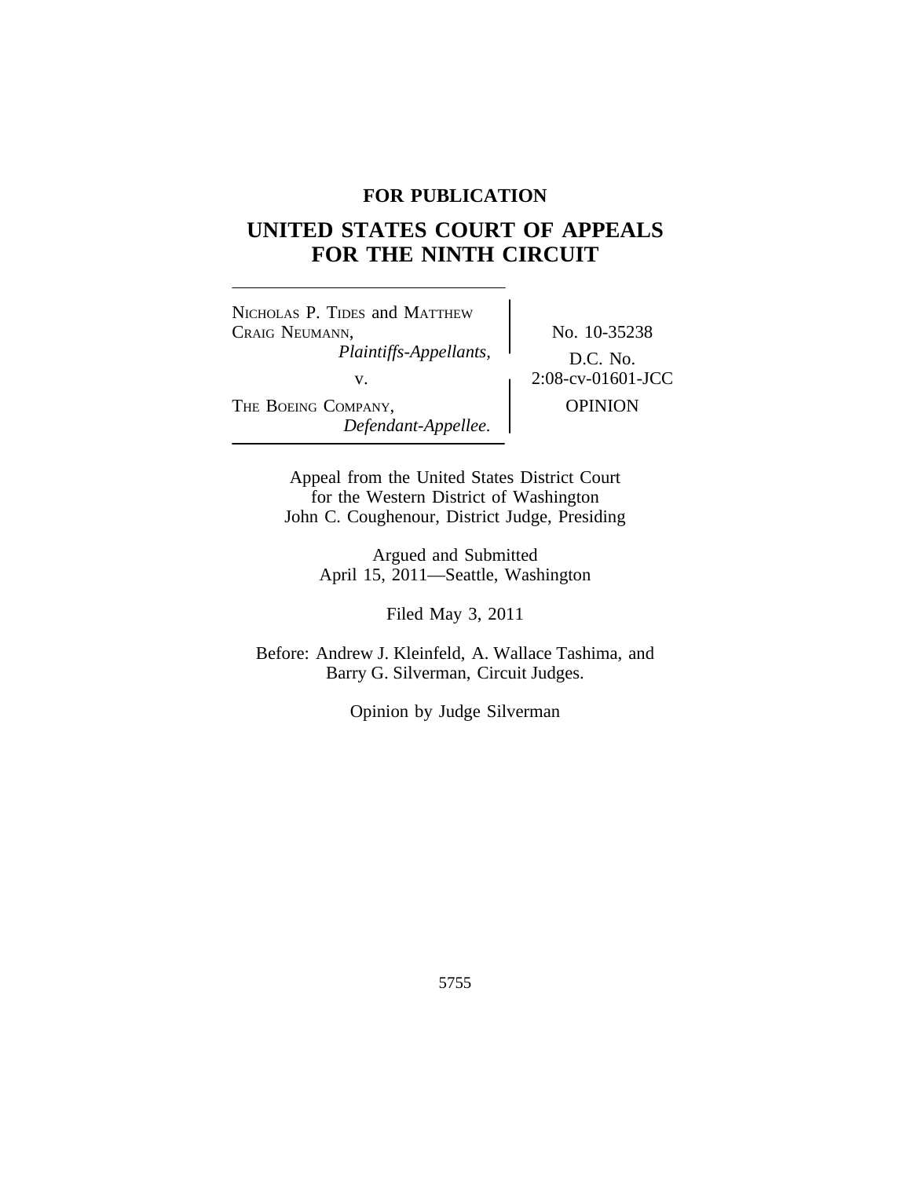**FOR PUBLICATION**

# UNITED STATES COURT OF APPEALS FOR THE NINTH CIRCUIT

NICHOLAS P. TIDES and MATTHEW CRAIG NEUMANN,
*Plaintiffs-Appellants,*

v.

THE BOEING COMPANY,
*Defendant-Appellee.*

No. 10-35238

D.C. No. 2:08-cv-01601-JCC

OPINION

Appeal from the United States District Court for the Western District of Washington
John C. Coughenour, District Judge, Presiding

Argued and Submitted
April 15, 2011—Seattle, Washington

Filed May 3, 2011

Before: Andrew J. Kleinfeld, A. Wallace Tashima, and Barry G. Silverman, Circuit Judges.

Opinion by Judge Silverman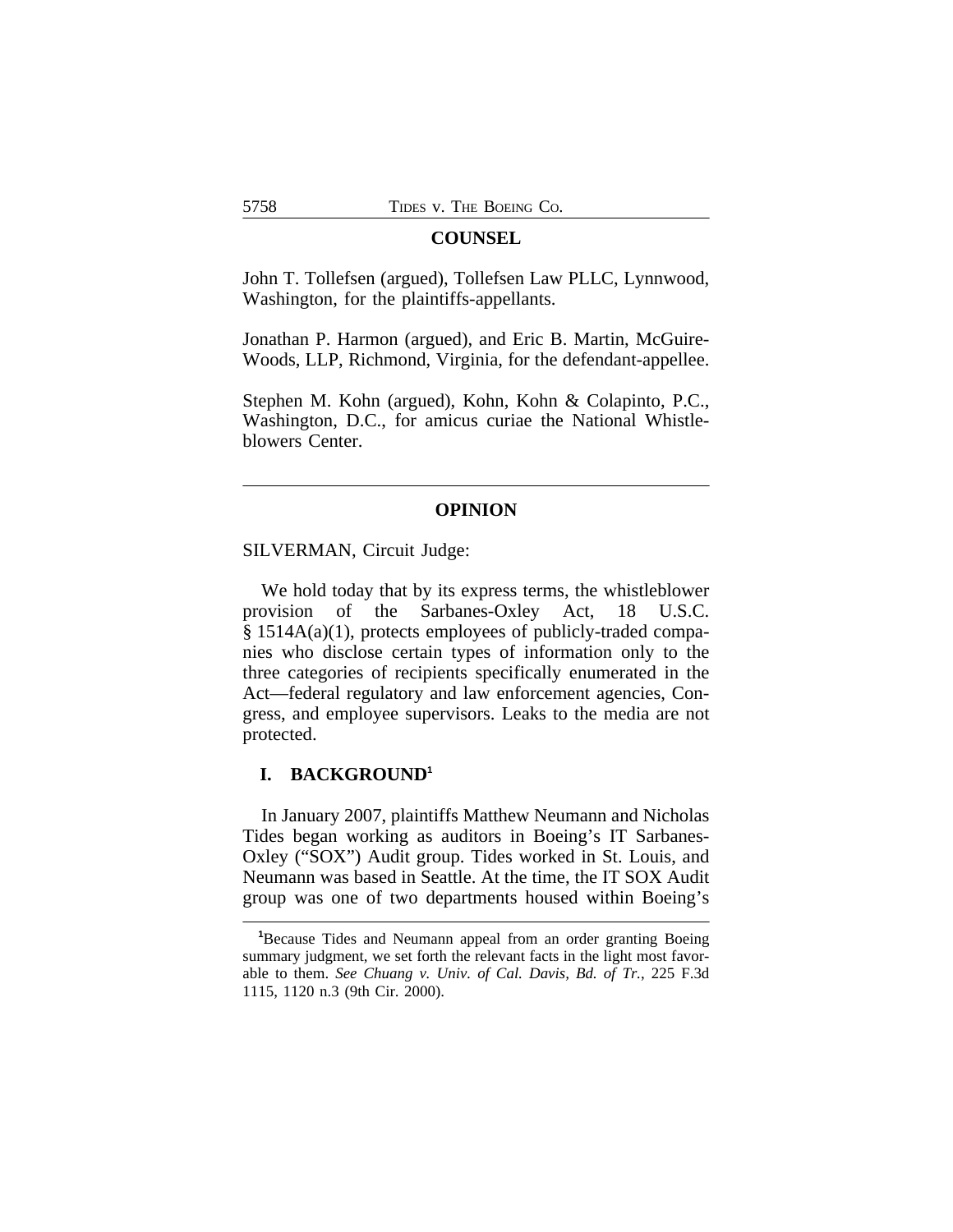## COUNSEL

John T. Tollefsen (argued), Tollefsen Law PLLC, Lynnwood, Washington, for the plaintiffs-appellants.

Jonathan P. Harmon (argued), and Eric B. Martin, McGuire-Woods, LLP, Richmond, Virginia, for the defendant-appellee.

Stephen M. Kohn (argued), Kohn, Kohn & Colapinto, P.C., Washington, D.C., for amicus curiae the National Whistleblowers Center.

---

## OPINION

SILVERMAN, Circuit Judge:

We hold today that by its express terms, the whistleblower provision of the Sarbanes-Oxley Act, 18 U.S.C. § 1514A(a)(1), protects employees of publicly-traded companies who disclose certain types of information only to the three categories of recipients specifically enumerated in the Act—federal regulatory and law enforcement agencies, Congress, and employee supervisors. Leaks to the media are not protected.

### I. BACKGROUND[1]

In January 2007, plaintiffs Matthew Neumann and Nicholas Tides began working as auditors in Boeing's IT Sarbanes-Oxley ("SOX") Audit group. Tides worked in St. Louis, and Neumann was based in Seattle. At the time, the IT SOX Audit group was one of two departments housed within Boeing's

---

[1]Because Tides and Neumann appeal from an order granting Boeing summary judgment, we set forth the relevant facts in the light most favorable to them. *See Chuang v. Univ. of Cal. Davis, Bd. of Tr.*, 225 F.3d 1115, 1120 n.3 (9th Cir. 2000).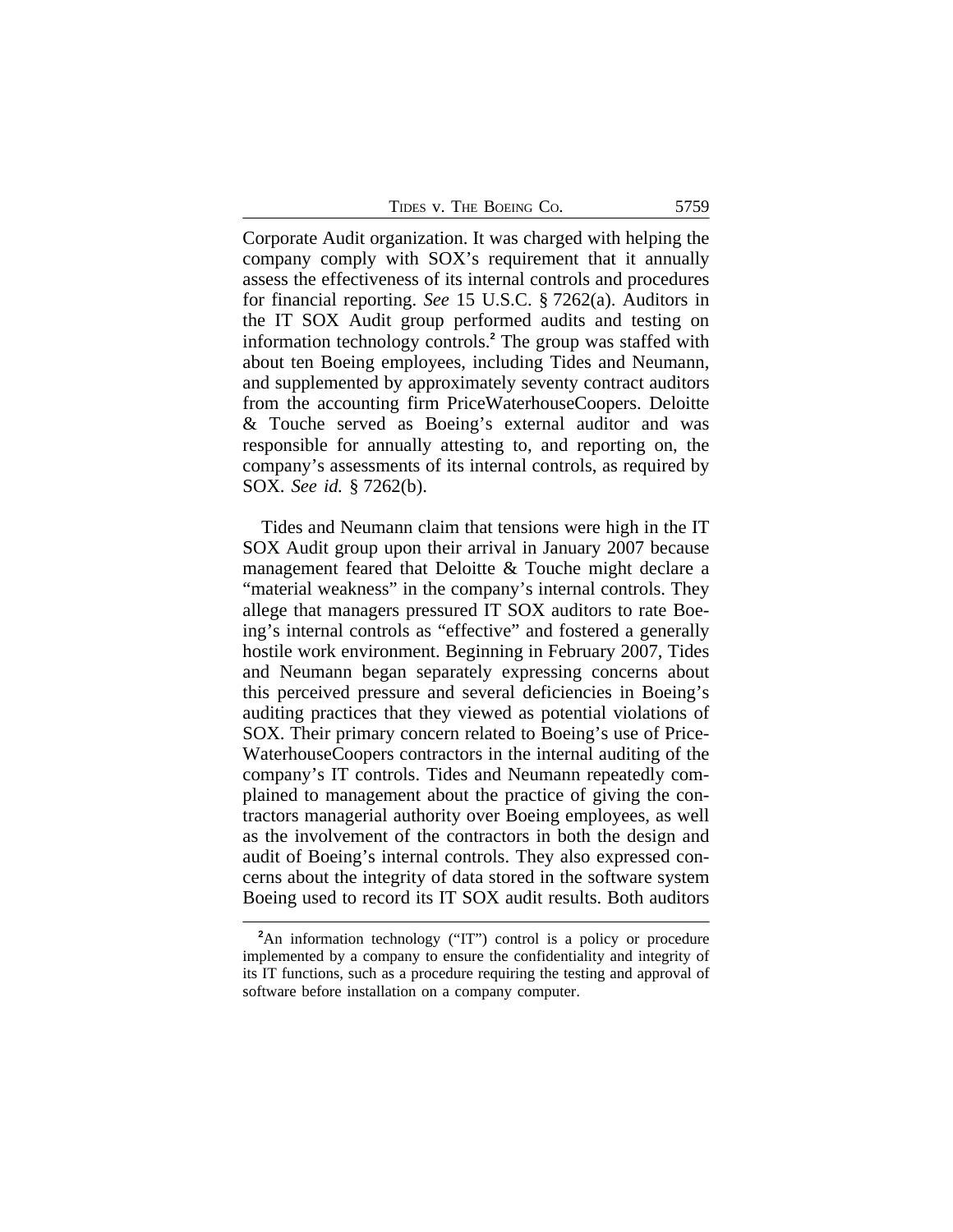Corporate Audit organization. It was charged with helping the company comply with SOX's requirement that it annually assess the effectiveness of its internal controls and procedures for financial reporting. *See* 15 U.S.C. § 7262(a). Auditors in the IT SOX Audit group performed audits and testing on information technology controls.[2] The group was staffed with about ten Boeing employees, including Tides and Neumann, and supplemented by approximately seventy contract auditors from the accounting firm PriceWaterhouseCoopers. Deloitte & Touche served as Boeing's external auditor and was responsible for annually attesting to, and reporting on, the company's assessments of its internal controls, as required by SOX. *See id.* § 7262(b).

Tides and Neumann claim that tensions were high in the IT SOX Audit group upon their arrival in January 2007 because management feared that Deloitte & Touche might declare a "material weakness" in the company's internal controls. They allege that managers pressured IT SOX auditors to rate Boeing's internal controls as "effective" and fostered a generally hostile work environment. Beginning in February 2007, Tides and Neumann began separately expressing concerns about this perceived pressure and several deficiencies in Boeing's auditing practices that they viewed as potential violations of SOX. Their primary concern related to Boeing's use of PriceWaterhouseCoopers contractors in the internal auditing of the company's IT controls. Tides and Neumann repeatedly complained to management about the practice of giving the contractors managerial authority over Boeing employees, as well as the involvement of the contractors in both the design and audit of Boeing's internal controls. They also expressed concerns about the integrity of data stored in the software system Boeing used to record its IT SOX audit results. Both auditors

[2] An information technology ("IT") control is a policy or procedure implemented by a company to ensure the confidentiality and integrity of its IT functions, such as a procedure requiring the testing and approval of software before installation on a company computer.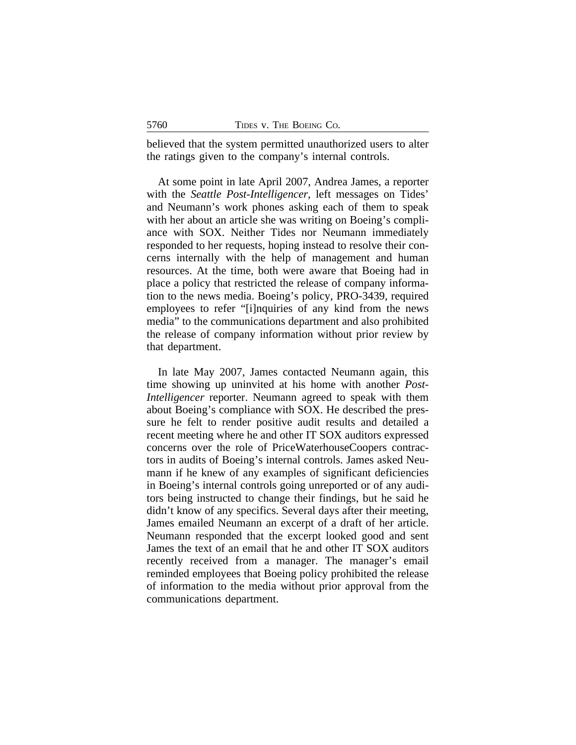believed that the system permitted unauthorized users to alter the ratings given to the company's internal controls.

At some point in late April 2007, Andrea James, a reporter with the *Seattle Post-Intelligencer*, left messages on Tides' and Neumann's work phones asking each of them to speak with her about an article she was writing on Boeing's compliance with SOX. Neither Tides nor Neumann immediately responded to her requests, hoping instead to resolve their concerns internally with the help of management and human resources. At the time, both were aware that Boeing had in place a policy that restricted the release of company information to the news media. Boeing's policy, PRO-3439, required employees to refer "[i]nquiries of any kind from the news media" to the communications department and also prohibited the release of company information without prior review by that department.

In late May 2007, James contacted Neumann again, this time showing up uninvited at his home with another *Post-Intelligencer* reporter. Neumann agreed to speak with them about Boeing's compliance with SOX. He described the pressure he felt to render positive audit results and detailed a recent meeting where he and other IT SOX auditors expressed concerns over the role of PriceWaterhouseCoopers contractors in audits of Boeing's internal controls. James asked Neumann if he knew of any examples of significant deficiencies in Boeing's internal controls going unreported or of any auditors being instructed to change their findings, but he said he didn't know of any specifics. Several days after their meeting, James emailed Neumann an excerpt of a draft of her article. Neumann responded that the excerpt looked good and sent James the text of an email that he and other IT SOX auditors recently received from a manager. The manager's email reminded employees that Boeing policy prohibited the release of information to the media without prior approval from the communications department.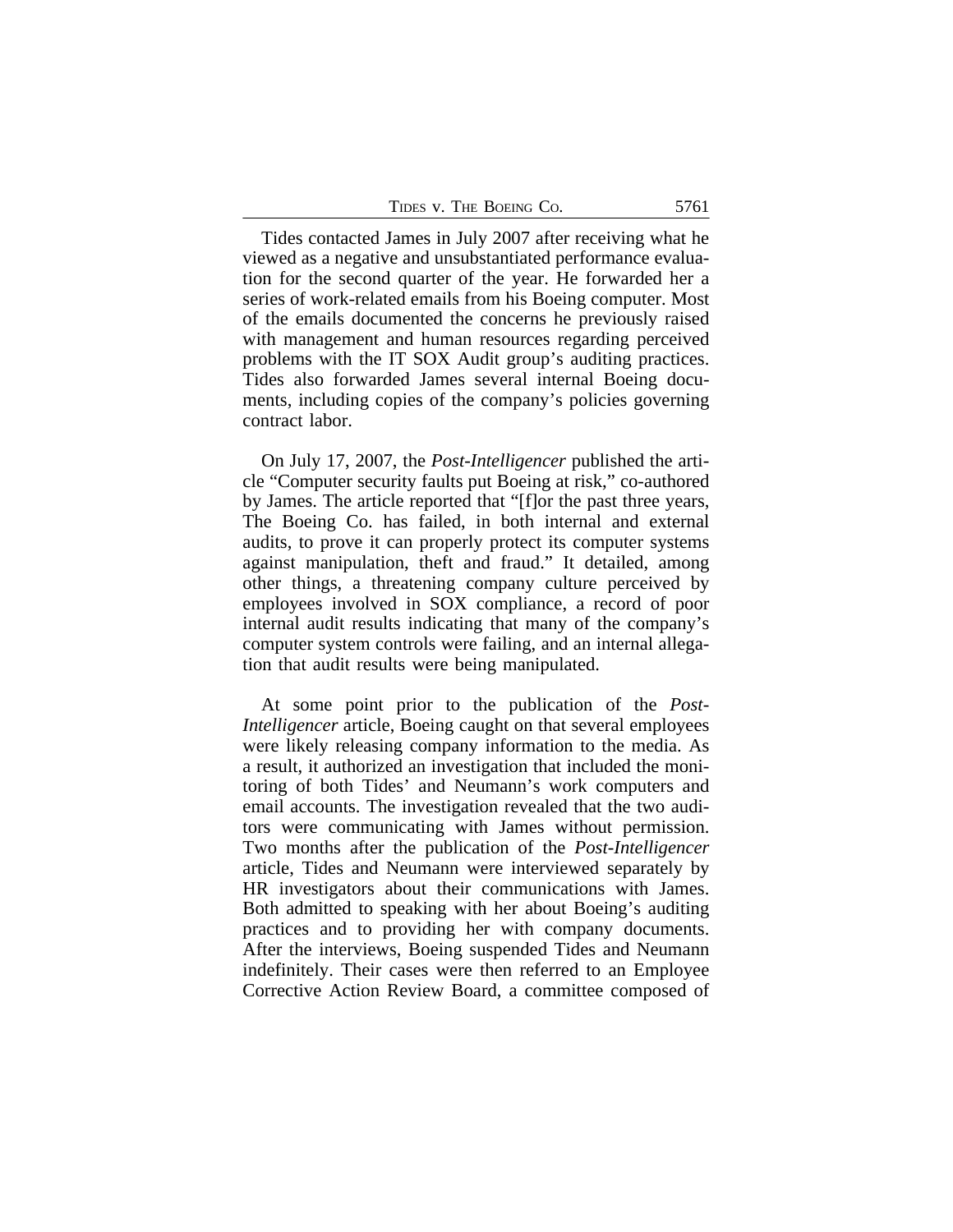Tides contacted James in July 2007 after receiving what he viewed as a negative and unsubstantiated performance evaluation for the second quarter of the year. He forwarded her a series of work-related emails from his Boeing computer. Most of the emails documented the concerns he previously raised with management and human resources regarding perceived problems with the IT SOX Audit group's auditing practices. Tides also forwarded James several internal Boeing documents, including copies of the company's policies governing contract labor.

On July 17, 2007, the *Post-Intelligencer* published the article "Computer security faults put Boeing at risk," co-authored by James. The article reported that "[f]or the past three years, The Boeing Co. has failed, in both internal and external audits, to prove it can properly protect its computer systems against manipulation, theft and fraud." It detailed, among other things, a threatening company culture perceived by employees involved in SOX compliance, a record of poor internal audit results indicating that many of the company's computer system controls were failing, and an internal allegation that audit results were being manipulated.

At some point prior to the publication of the *Post-Intelligencer* article, Boeing caught on that several employees were likely releasing company information to the media. As a result, it authorized an investigation that included the monitoring of both Tides' and Neumann's work computers and email accounts. The investigation revealed that the two auditors were communicating with James without permission. Two months after the publication of the *Post-Intelligencer* article, Tides and Neumann were interviewed separately by HR investigators about their communications with James. Both admitted to speaking with her about Boeing's auditing practices and to providing her with company documents. After the interviews, Boeing suspended Tides and Neumann indefinitely. Their cases were then referred to an Employee Corrective Action Review Board, a committee composed of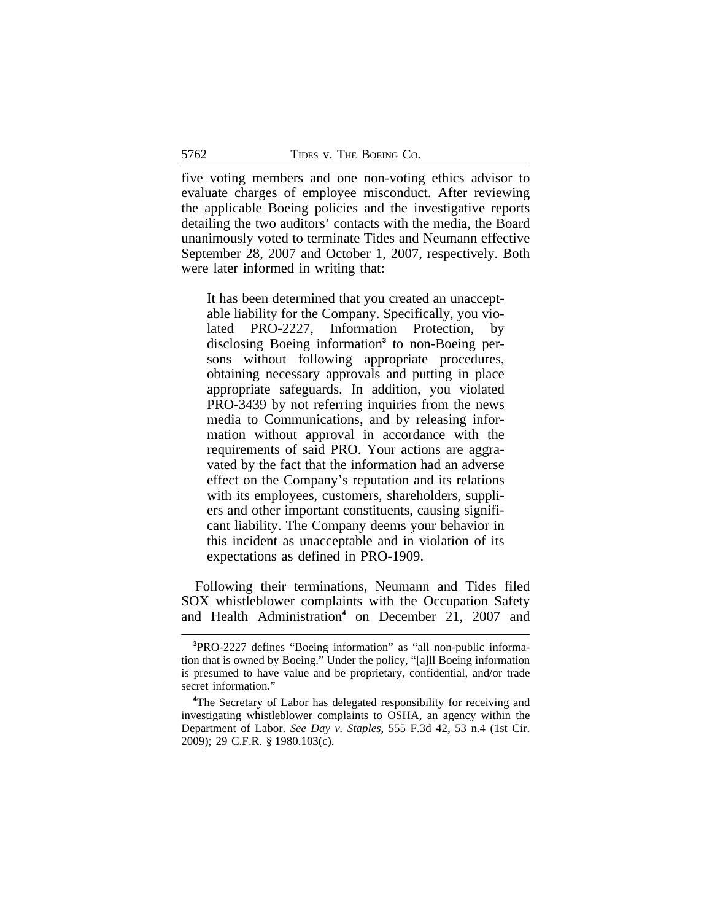five voting members and one non-voting ethics advisor to evaluate charges of employee misconduct. After reviewing the applicable Boeing policies and the investigative reports detailing the two auditors' contacts with the media, the Board unanimously voted to terminate Tides and Neumann effective September 28, 2007 and October 1, 2007, respectively. Both were later informed in writing that:

> It has been determined that you created an unacceptable liability for the Company. Specifically, you violated PRO-2227, Information Protection, by disclosing Boeing information[3] to non-Boeing persons without following appropriate procedures, obtaining necessary approvals and putting in place appropriate safeguards. In addition, you violated PRO-3439 by not referring inquiries from the news media to Communications, and by releasing information without approval in accordance with the requirements of said PRO. Your actions are aggravated by the fact that the information had an adverse effect on the Company's reputation and its relations with its employees, customers, shareholders, suppliers and other important constituents, causing significant liability. The Company deems your behavior in this incident as unacceptable and in violation of its expectations as defined in PRO-1909.

Following their terminations, Neumann and Tides filed SOX whistleblower complaints with the Occupation Safety and Health Administration[4] on December 21, 2007 and

---

[3]PRO-2227 defines "Boeing information" as "all non-public information that is owned by Boeing." Under the policy, "[a]ll Boeing information is presumed to have value and be proprietary, confidential, and/or trade secret information."

[4]The Secretary of Labor has delegated responsibility for receiving and investigating whistleblower complaints to OSHA, an agency within the Department of Labor. *See Day v. Staples*, 555 F.3d 42, 53 n.4 (1st Cir. 2009); 29 C.F.R. § 1980.103(c).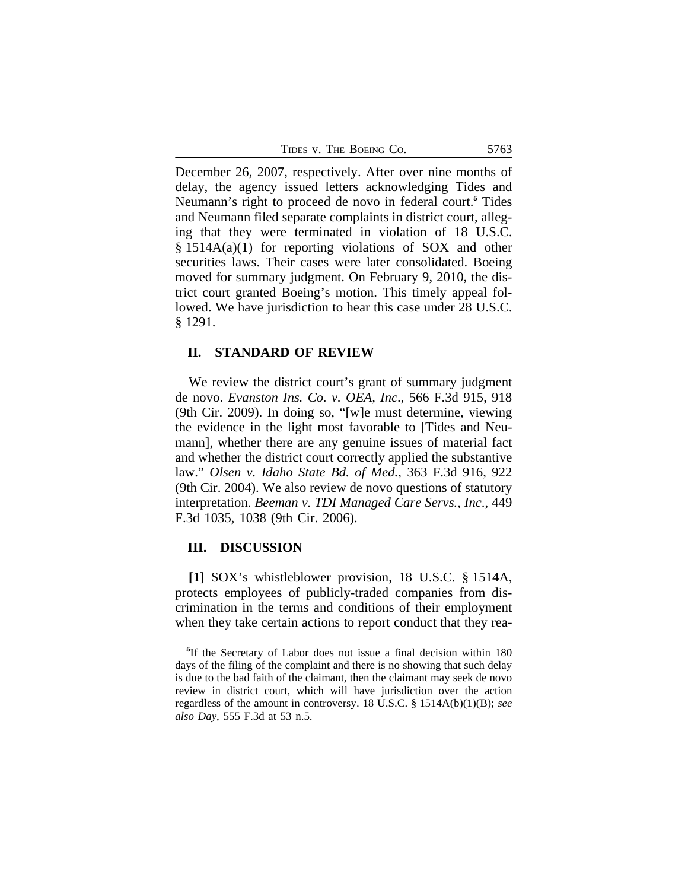December 26, 2007, respectively. After over nine months of delay, the agency issued letters acknowledging Tides and Neumann's right to proceed de novo in federal court.[5] Tides and Neumann filed separate complaints in district court, alleging that they were terminated in violation of 18 U.S.C. § 1514A(a)(1) for reporting violations of SOX and other securities laws. Their cases were later consolidated. Boeing moved for summary judgment. On February 9, 2010, the district court granted Boeing's motion. This timely appeal followed. We have jurisdiction to hear this case under 28 U.S.C. § 1291.

## II. STANDARD OF REVIEW

We review the district court's grant of summary judgment de novo. *Evanston Ins. Co. v. OEA, Inc.*, 566 F.3d 915, 918 (9th Cir. 2009). In doing so, "[w]e must determine, viewing the evidence in the light most favorable to [Tides and Neumann], whether there are any genuine issues of material fact and whether the district court correctly applied the substantive law." *Olsen v. Idaho State Bd. of Med.*, 363 F.3d 916, 922 (9th Cir. 2004). We also review de novo questions of statutory interpretation. *Beeman v. TDI Managed Care Servs., Inc.*, 449 F.3d 1035, 1038 (9th Cir. 2006).

## III. DISCUSSION

**[1]** SOX's whistleblower provision, 18 U.S.C. § 1514A, protects employees of publicly-traded companies from discrimination in the terms and conditions of their employment when they take certain actions to report conduct that they rea-

[5]If the Secretary of Labor does not issue a final decision within 180 days of the filing of the complaint and there is no showing that such delay is due to the bad faith of the claimant, then the claimant may seek de novo review in district court, which will have jurisdiction over the action regardless of the amount in controversy. 18 U.S.C. § 1514A(b)(1)(B); *see also Day*, 555 F.3d at 53 n.5.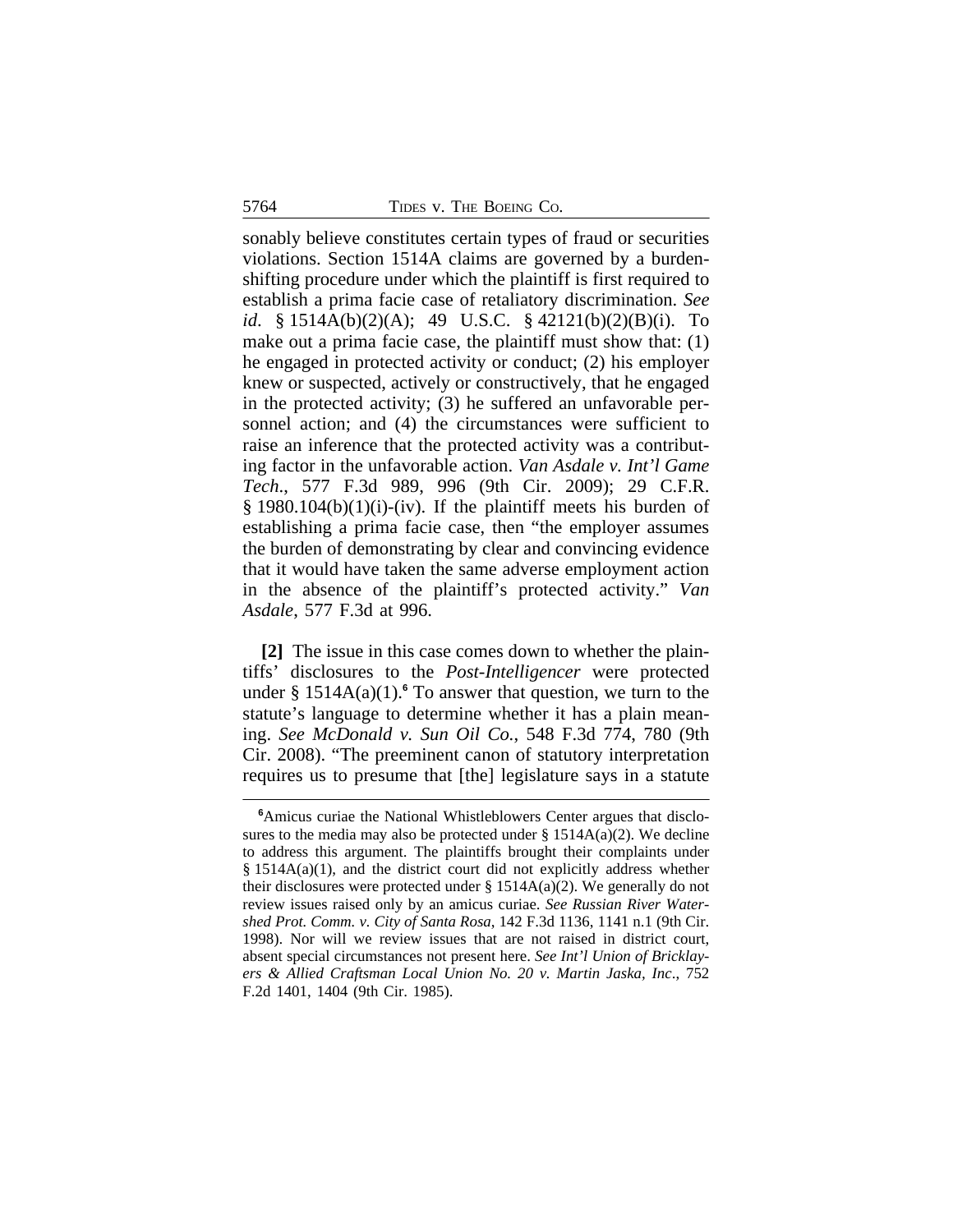sonably believe constitutes certain types of fraud or securities violations. Section 1514A claims are governed by a burden-shifting procedure under which the plaintiff is first required to establish a prima facie case of retaliatory discrimination. *See id.* § 1514A(b)(2)(A); 49 U.S.C. § 42121(b)(2)(B)(i). To make out a prima facie case, the plaintiff must show that: (1) he engaged in protected activity or conduct; (2) his employer knew or suspected, actively or constructively, that he engaged in the protected activity; (3) he suffered an unfavorable personnel action; and (4) the circumstances were sufficient to raise an inference that the protected activity was a contributing factor in the unfavorable action. *Van Asdale v. Int'l Game Tech.*, 577 F.3d 989, 996 (9th Cir. 2009); 29 C.F.R. § 1980.104(b)(1)(i)-(iv). If the plaintiff meets his burden of establishing a prima facie case, then "the employer assumes the burden of demonstrating by clear and convincing evidence that it would have taken the same adverse employment action in the absence of the plaintiff's protected activity." *Van Asdale*, 577 F.3d at 996.

**[2]** The issue in this case comes down to whether the plaintiffs' disclosures to the *Post-Intelligencer* were protected under § 1514A(a)(1).[6] To answer that question, we turn to the statute's language to determine whether it has a plain meaning. *See McDonald v. Sun Oil Co.*, 548 F.3d 774, 780 (9th Cir. 2008). "The preeminent canon of statutory interpretation requires us to presume that [the] legislature says in a statute

---

[6]Amicus curiae the National Whistleblowers Center argues that disclosures to the media may also be protected under § 1514A(a)(2). We decline to address this argument. The plaintiffs brought their complaints under § 1514A(a)(1), and the district court did not explicitly address whether their disclosures were protected under § 1514A(a)(2). We generally do not review issues raised only by an amicus curiae. *See Russian River Watershed Prot. Comm. v. City of Santa Rosa*, 142 F.3d 1136, 1141 n.1 (9th Cir. 1998). Nor will we review issues that are not raised in district court, absent special circumstances not present here. *See Int'l Union of Bricklayers & Allied Craftsman Local Union No. 20 v. Martin Jaska, Inc.*, 752 F.2d 1401, 1404 (9th Cir. 1985).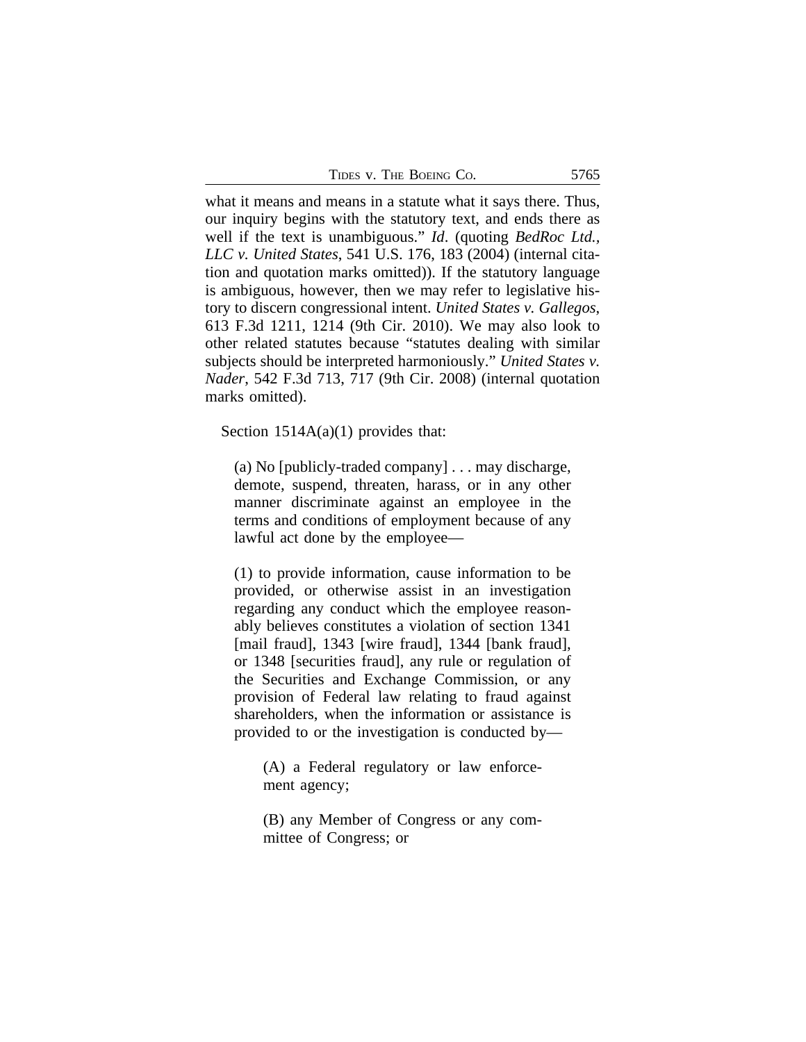what it means and means in a statute what it says there. Thus, our inquiry begins with the statutory text, and ends there as well if the text is unambiguous." *Id*. (quoting *BedRoc Ltd., LLC v. United States*, 541 U.S. 176, 183 (2004) (internal citation and quotation marks omitted)). If the statutory language is ambiguous, however, then we may refer to legislative history to discern congressional intent. *United States v. Gallegos*, 613 F.3d 1211, 1214 (9th Cir. 2010). We may also look to other related statutes because "statutes dealing with similar subjects should be interpreted harmoniously." *United States v. Nader*, 542 F.3d 713, 717 (9th Cir. 2008) (internal quotation marks omitted).

Section 1514A(a)(1) provides that:

> (a) No [publicly-traded company] . . . may discharge, demote, suspend, threaten, harass, or in any other manner discriminate against an employee in the terms and conditions of employment because of any lawful act done by the employee—
>
> (1) to provide information, cause information to be provided, or otherwise assist in an investigation regarding any conduct which the employee reasonably believes constitutes a violation of section 1341 [mail fraud], 1343 [wire fraud], 1344 [bank fraud], or 1348 [securities fraud], any rule or regulation of the Securities and Exchange Commission, or any provision of Federal law relating to fraud against shareholders, when the information or assistance is provided to or the investigation is conducted by—
>
> > (A) a Federal regulatory or law enforcement agency;
> >
> > (B) any Member of Congress or any committee of Congress; or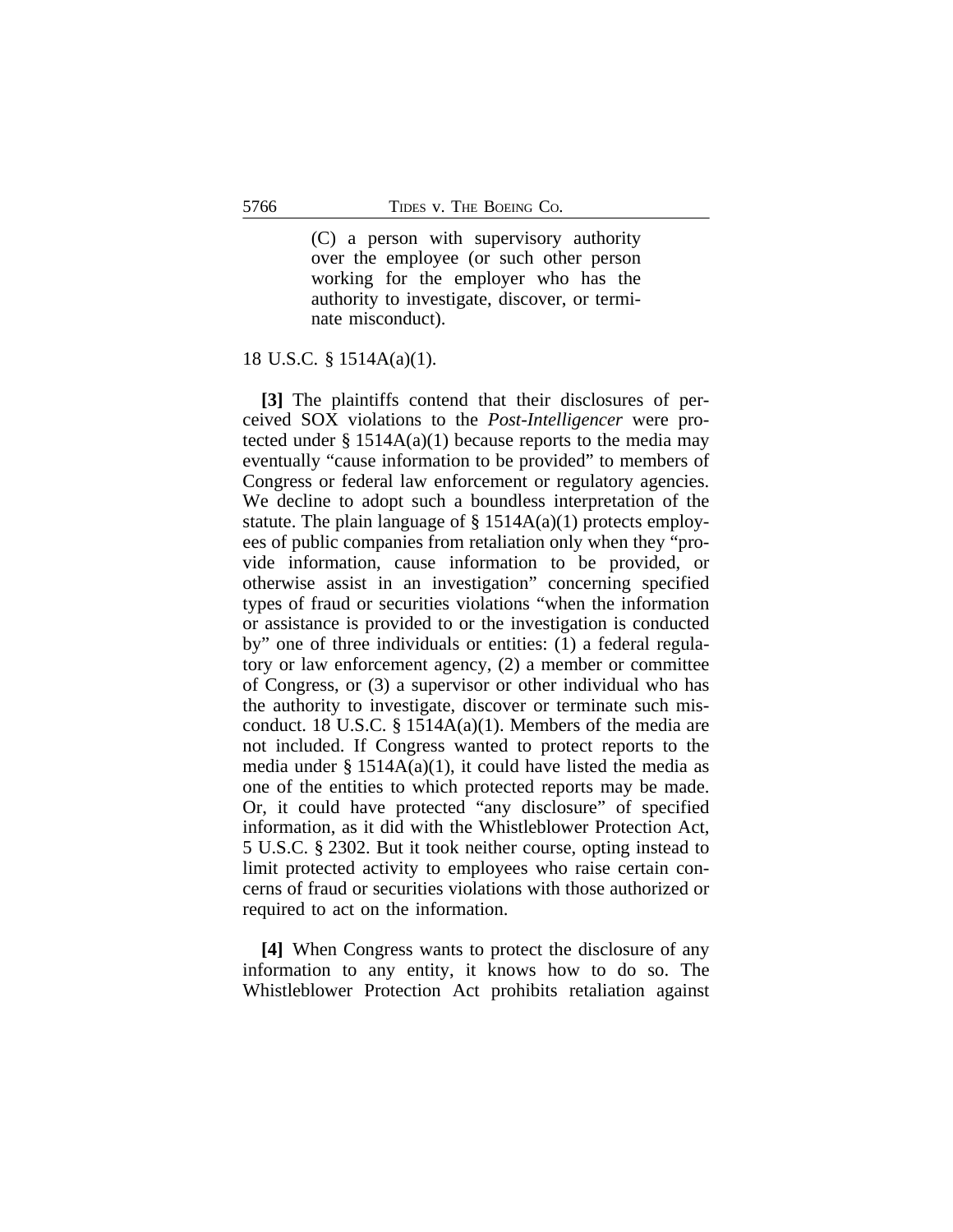> (C) a person with supervisory authority over the employee (or such other person working for the employer who has the authority to investigate, discover, or terminate misconduct).

18 U.S.C. § 1514A(a)(1).

**[3]** The plaintiffs contend that their disclosures of perceived SOX violations to the *Post-Intelligencer* were protected under § 1514A(a)(1) because reports to the media may eventually "cause information to be provided" to members of Congress or federal law enforcement or regulatory agencies. We decline to adopt such a boundless interpretation of the statute. The plain language of § 1514A(a)(1) protects employees of public companies from retaliation only when they "provide information, cause information to be provided, or otherwise assist in an investigation" concerning specified types of fraud or securities violations "when the information or assistance is provided to or the investigation is conducted by" one of three individuals or entities: (1) a federal regulatory or law enforcement agency, (2) a member or committee of Congress, or (3) a supervisor or other individual who has the authority to investigate, discover or terminate such misconduct. 18 U.S.C. § 1514A(a)(1). Members of the media are not included. If Congress wanted to protect reports to the media under § 1514A(a)(1), it could have listed the media as one of the entities to which protected reports may be made. Or, it could have protected "any disclosure" of specified information, as it did with the Whistleblower Protection Act, 5 U.S.C. § 2302. But it took neither course, opting instead to limit protected activity to employees who raise certain concerns of fraud or securities violations with those authorized or required to act on the information.

**[4]** When Congress wants to protect the disclosure of any information to any entity, it knows how to do so. The Whistleblower Protection Act prohibits retaliation against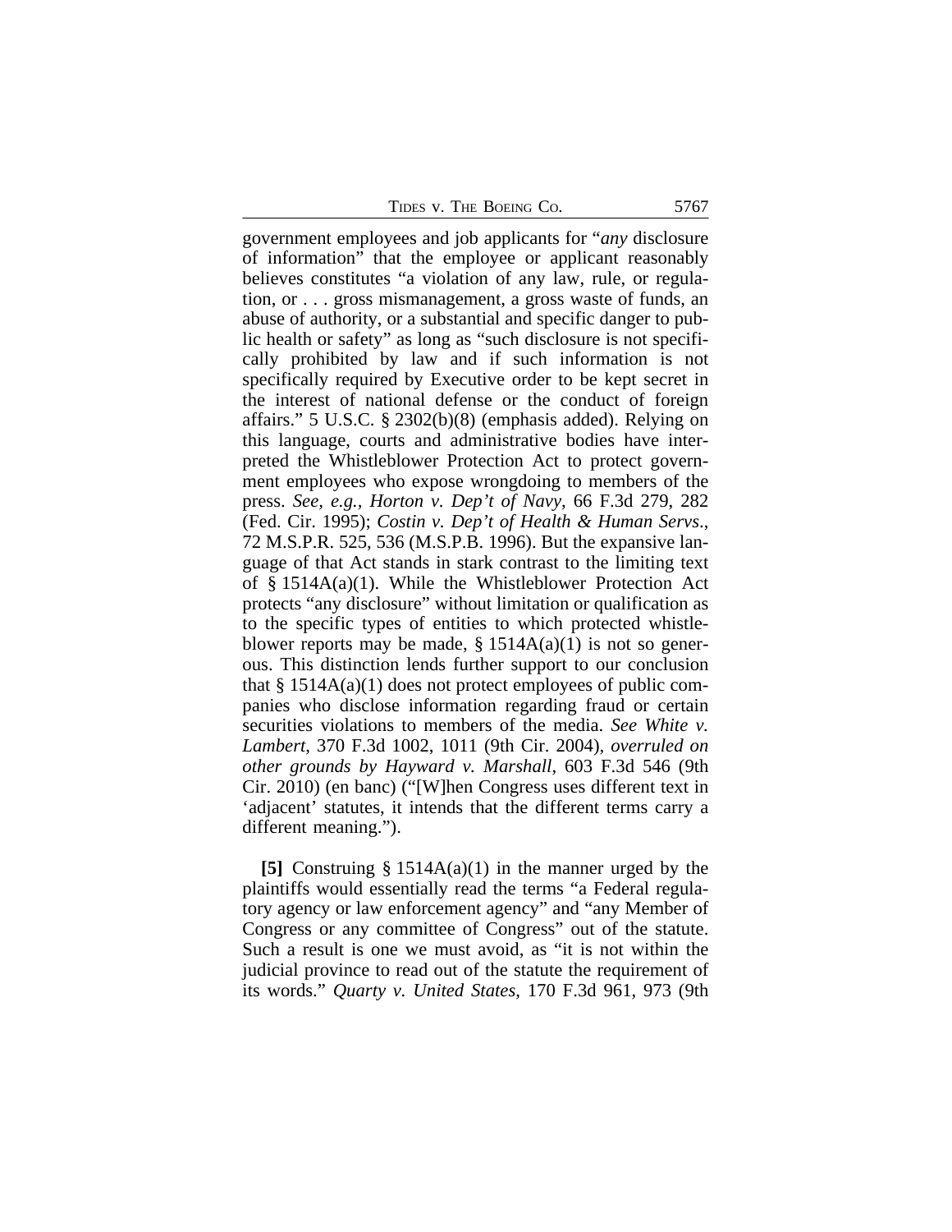government employees and job applicants for "*any* disclosure of information" that the employee or applicant reasonably believes constitutes "a violation of any law, rule, or regulation, or . . . gross mismanagement, a gross waste of funds, an abuse of authority, or a substantial and specific danger to public health or safety" as long as "such disclosure is not specifically prohibited by law and if such information is not specifically required by Executive order to be kept secret in the interest of national defense or the conduct of foreign affairs." 5 U.S.C. § 2302(b)(8) (emphasis added). Relying on this language, courts and administrative bodies have interpreted the Whistleblower Protection Act to protect government employees who expose wrongdoing to members of the press. *See, e.g.*, *Horton v. Dep't of Navy*, 66 F.3d 279, 282 (Fed. Cir. 1995); *Costin v. Dep't of Health & Human Servs.*, 72 M.S.P.R. 525, 536 (M.S.P.B. 1996). But the expansive language of that Act stands in stark contrast to the limiting text of § 1514A(a)(1). While the Whistleblower Protection Act protects "any disclosure" without limitation or qualification as to the specific types of entities to which protected whistleblower reports may be made, § 1514A(a)(1) is not so generous. This distinction lends further support to our conclusion that § 1514A(a)(1) does not protect employees of public companies who disclose information regarding fraud or certain securities violations to members of the media. *See White v. Lambert*, 370 F.3d 1002, 1011 (9th Cir. 2004), *overruled on other grounds by Hayward v. Marshall*, 603 F.3d 546 (9th Cir. 2010) (en banc) ("[W]hen Congress uses different text in 'adjacent' statutes, it intends that the different terms carry a different meaning.").

**[5]** Construing § 1514A(a)(1) in the manner urged by the plaintiffs would essentially read the terms "a Federal regulatory agency or law enforcement agency" and "any Member of Congress or any committee of Congress" out of the statute. Such a result is one we must avoid, as "it is not within the judicial province to read out of the statute the requirement of its words." *Quarty v. United States*, 170 F.3d 961, 973 (9th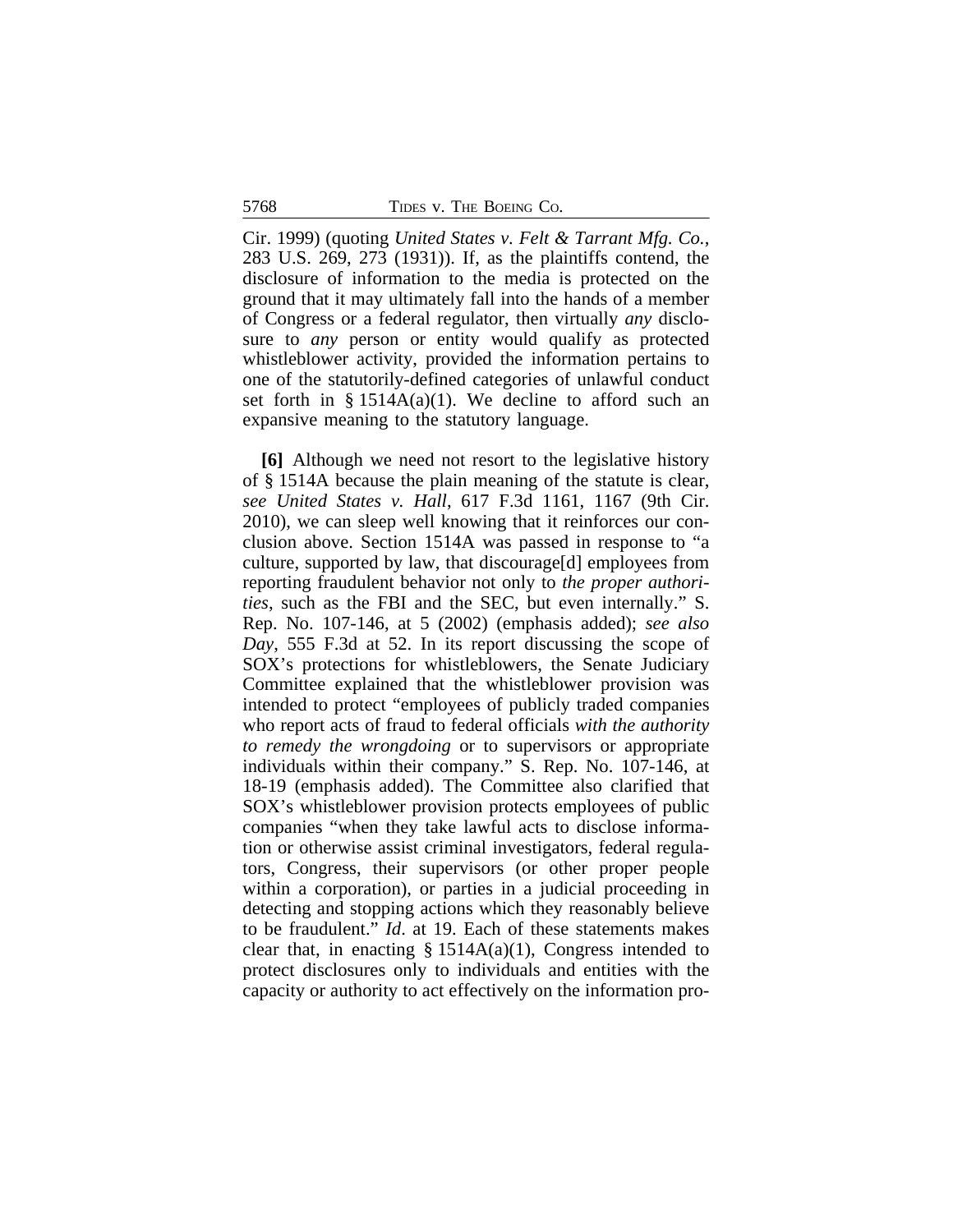Cir. 1999) (quoting *United States v. Felt & Tarrant Mfg. Co.*, 283 U.S. 269, 273 (1931)). If, as the plaintiffs contend, the disclosure of information to the media is protected on the ground that it may ultimately fall into the hands of a member of Congress or a federal regulator, then virtually *any* disclosure to *any* person or entity would qualify as protected whistleblower activity, provided the information pertains to one of the statutorily-defined categories of unlawful conduct set forth in § 1514A(a)(1). We decline to afford such an expansive meaning to the statutory language.

**[6]** Although we need not resort to the legislative history of § 1514A because the plain meaning of the statute is clear, *see United States v. Hall*, 617 F.3d 1161, 1167 (9th Cir. 2010), we can sleep well knowing that it reinforces our conclusion above. Section 1514A was passed in response to "a culture, supported by law, that discourage[d] employees from reporting fraudulent behavior not only to *the proper authorities*, such as the FBI and the SEC, but even internally." S. Rep. No. 107-146, at 5 (2002) (emphasis added); *see also Day*, 555 F.3d at 52. In its report discussing the scope of SOX's protections for whistleblowers, the Senate Judiciary Committee explained that the whistleblower provision was intended to protect "employees of publicly traded companies who report acts of fraud to federal officials *with the authority to remedy the wrongdoing* or to supervisors or appropriate individuals within their company." S. Rep. No. 107-146, at 18-19 (emphasis added). The Committee also clarified that SOX's whistleblower provision protects employees of public companies "when they take lawful acts to disclose information or otherwise assist criminal investigators, federal regulators, Congress, their supervisors (or other proper people within a corporation), or parties in a judicial proceeding in detecting and stopping actions which they reasonably believe to be fraudulent." *Id*. at 19. Each of these statements makes clear that, in enacting § 1514A(a)(1), Congress intended to protect disclosures only to individuals and entities with the capacity or authority to act effectively on the information pro-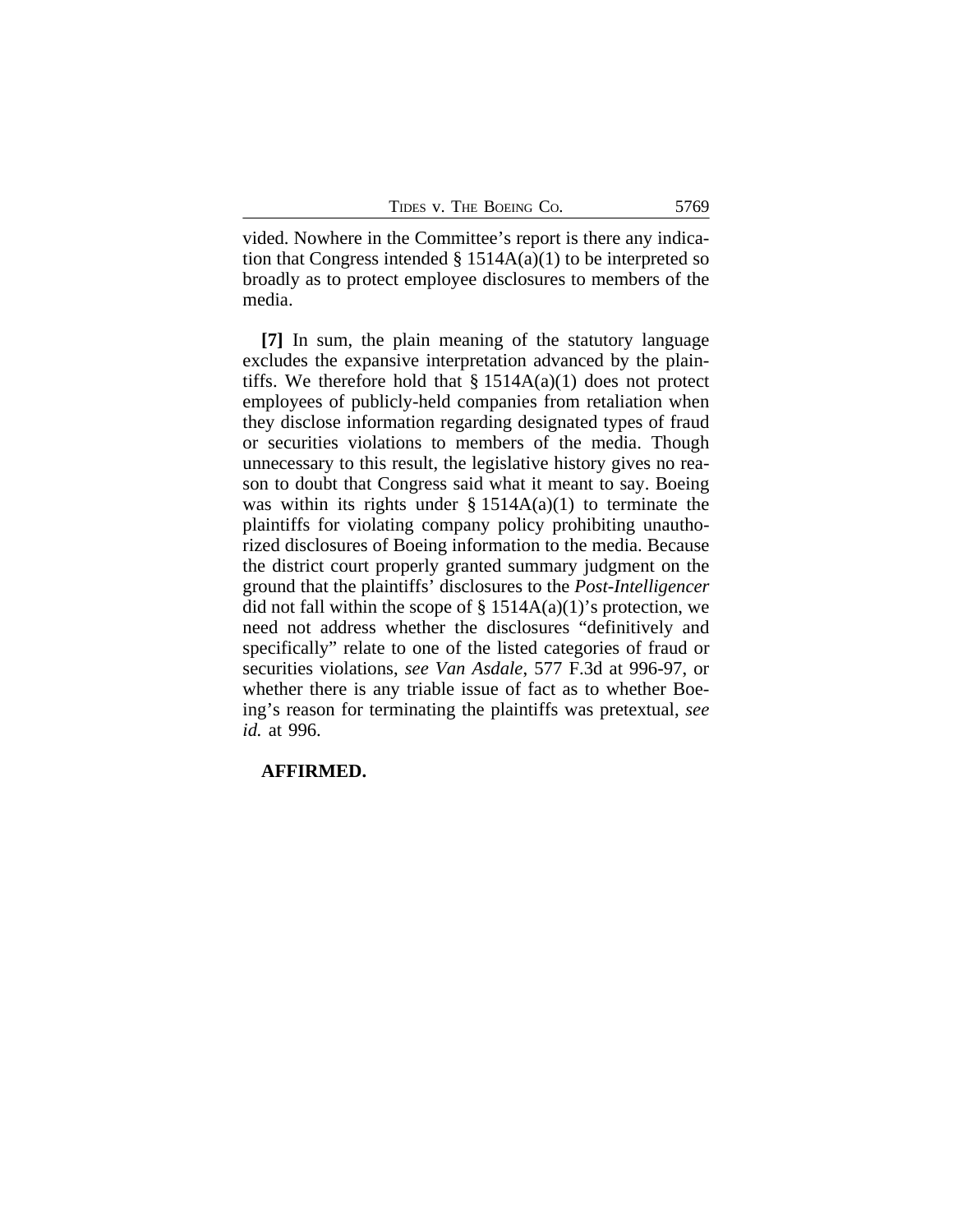vided. Nowhere in the Committee's report is there any indication that Congress intended § 1514A(a)(1) to be interpreted so broadly as to protect employee disclosures to members of the media.

**[7]** In sum, the plain meaning of the statutory language excludes the expansive interpretation advanced by the plaintiffs. We therefore hold that § 1514A(a)(1) does not protect employees of publicly-held companies from retaliation when they disclose information regarding designated types of fraud or securities violations to members of the media. Though unnecessary to this result, the legislative history gives no reason to doubt that Congress said what it meant to say. Boeing was within its rights under § 1514A(a)(1) to terminate the plaintiffs for violating company policy prohibiting unauthorized disclosures of Boeing information to the media. Because the district court properly granted summary judgment on the ground that the plaintiffs' disclosures to the *Post-Intelligencer* did not fall within the scope of § 1514A(a)(1)'s protection, we need not address whether the disclosures "definitively and specifically" relate to one of the listed categories of fraud or securities violations, *see Van Asdale*, 577 F.3d at 996-97, or whether there is any triable issue of fact as to whether Boeing's reason for terminating the plaintiffs was pretextual, *see id.* at 996.

**AFFIRMED.**